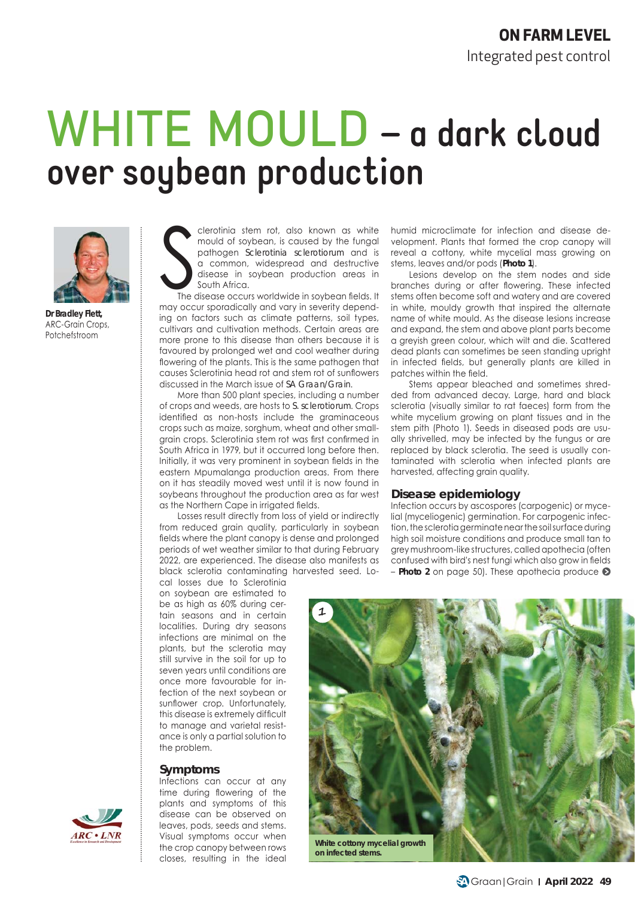ON FARM LEVEL
Integrated pest control

# WHITE MOULD – a dark cloud over soybean production

**Dr Bradley Flett,** ARC-Grain Crops, Potchefstroom

Sclerotinia stem rot, also known as white mould of soybean, is caused by the fungal pathogen *Sclerotinia sclerotiorum* and is a common, widespread and destructive disease in soybean production areas in South Africa.

The disease occurs worldwide in soybean fields. It may occur sporadically and vary in severity depending on factors such as climate patterns, soil types, cultivars and cultivation methods. Certain areas are more prone to this disease than others because it is favoured by prolonged wet and cool weather during flowering of the plants. This is the same pathogen that causes Sclerotinia head rot and stem rot of sunflowers discussed in the March issue of *SA Graan/Grain*.

More than 500 plant species, including a number of crops and weeds, are hosts to *S. sclerotiorum*. Crops identified as non-hosts include the gramineaceous crops such as maize, sorghum, wheat and other small-grain crops. Sclerotinia stem rot was first confirmed in South Africa in 1979, but it occurred long before then. Initially, it was very prominent in soybean fields in the eastern Mpumalanga production areas. From there on it has steadily moved west until it is now found in soybeans throughout the production area as far west as the Northern Cape in irrigated fields.

Losses result directly from loss of yield or indirectly from reduced grain quality, particularly in soybean fields where the plant canopy is dense and prolonged periods of wet weather similar to that during February 2022, are experienced. The disease also manifests as black sclerotia contaminating harvested seed. Local losses due to Sclerotinia on soybean are estimated to be as high as 60% during certain seasons and in certain localities. During dry seasons infections are minimal on the plants, but the sclerotia may still survive in the soil for up to seven years until conditions are once more favourable for infection of the next soybean or sunflower crop. Unfortunately, this disease is extremely difficult to manage and varietal resistance is only a partial solution to the problem.

## Symptoms

Infections can occur at any time during flowering of the plants and symptoms of this disease can be observed on leaves, pods, seeds and stems. Visual symptoms occur when the crop canopy between rows closes, resulting in the ideal humid microclimate for infection and disease development. Plants that formed the crop canopy will reveal a cottony, white mycelial mass growing on stems, leaves and/or pods (**Photo 1**).

Lesions develop on the stem nodes and side branches during or after flowering. These infected stems often become soft and watery and are covered in white, mouldy growth that inspired the alternate name of white mould. As the disease lesions increase and expand, the stem and above plant parts become a greyish green colour, which wilt and die. Scattered dead plants can sometimes be seen standing upright in infected fields, but generally plants are killed in patches within the field.

Stems appear bleached and sometimes shredded from advanced decay. Large, hard and black sclerotia (visually similar to rat faeces) form from the white mycelium growing on plant tissues and in the stem pith (Photo 1). Seeds in diseased pods are usually shrivelled, may be infected by the fungus or are replaced by black sclerotia. The seed is usually contaminated with sclerotia when infected plants are harvested, affecting grain quality.

## Disease epidemiology

Infection occurs by ascospores (carpogenic) or mycelial (myceliogenic) germination. For carpogenic infection, the sclerotia germinate near the soil surface during high soil moisture conditions and produce small tan to grey mushroom-like structures, called apothecia (often confused with bird's nest fungi which also grow in fields – **Photo 2** on page 50). These apothecia produce

1

**White cottony mycelial growth on infected stems.**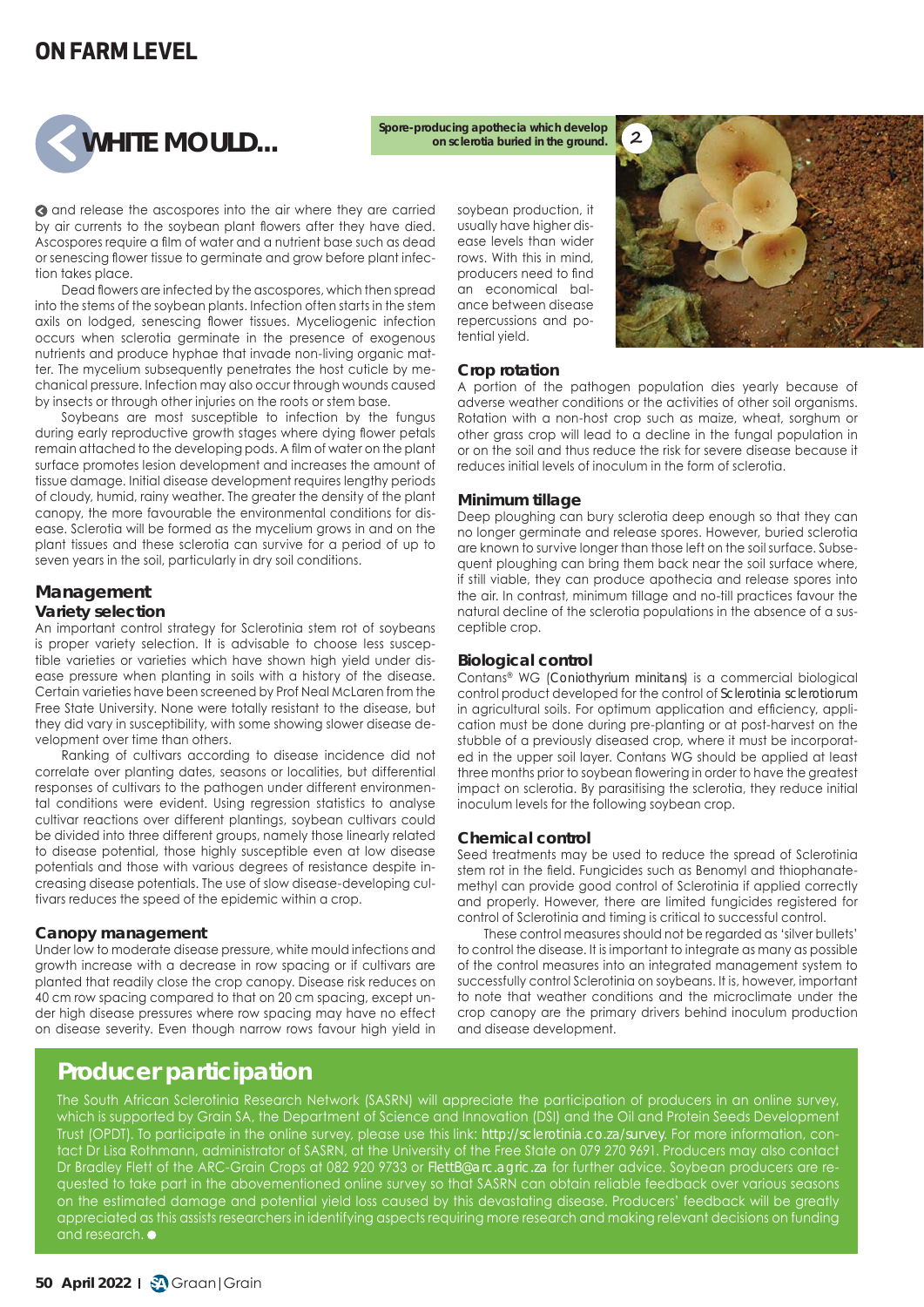# WHITE MOULD...

and release the ascospores into the air where they are carried by air currents to the soybean plant flowers after they have died. Ascospores require a film of water and a nutrient base such as dead or senescing flower tissue to germinate and grow before plant infection takes place.

Dead flowers are infected by the ascospores, which then spread into the stems of the soybean plants. Infection often starts in the stem axils on lodged, senescing flower tissues. Myceliogenic infection occurs when sclerotia germinate in the presence of exogenous nutrients and produce hyphae that invade non-living organic matter. The mycelium subsequently penetrates the host cuticle by mechanical pressure. Infection may also occur through wounds caused by insects or through other injuries on the roots or stem base.

Soybeans are most susceptible to infection by the fungus during early reproductive growth stages where dying flower petals remain attached to the developing pods. A film of water on the plant surface promotes lesion development and increases the amount of tissue damage. Initial disease development requires lengthy periods of cloudy, humid, rainy weather. The greater the density of the plant canopy, the more favourable the environmental conditions for disease. Sclerotia will be formed as the mycelium grows in and on the plant tissues and these sclerotia can survive for a period of up to seven years in the soil, particularly in dry soil conditions.

## Management

### Variety selection

An important control strategy for Sclerotinia stem rot of soybeans is proper variety selection. It is advisable to choose less susceptible varieties or varieties which have shown high yield under disease pressure when planting in soils with a history of the disease. Certain varieties have been screened by Prof Neal McLaren from the Free State University. None were totally resistant to the disease, but they did vary in susceptibility, with some showing slower disease development over time than others.

Ranking of cultivars according to disease incidence did not correlate over planting dates, seasons or localities, but differential responses of cultivars to the pathogen under different environmental conditions were evident. Using regression statistics to analyse cultivar reactions over different plantings, soybean cultivars could be divided into three different groups, namely those linearly related to disease potential, those highly susceptible even at low disease potentials and those with various degrees of resistance despite increasing disease potentials. The use of slow disease-developing cultivars reduces the speed of the epidemic within a crop.

### Canopy management

Under low to moderate disease pressure, white mould infections and growth increase with a decrease in row spacing or if cultivars are planted that readily close the crop canopy. Disease risk reduces on 40 cm row spacing compared to that on 20 cm spacing, except under high disease pressures where row spacing may have no effect on disease severity. Even though narrow rows favour high yield in soybean production, it usually have higher disease levels than wider rows. With this in mind, producers need to find an economical balance between disease repercussions and potential yield.

**2** Spore-producing apothecia which develop on sclerotia buried in the ground.

### Crop rotation

A portion of the pathogen population dies yearly because of adverse weather conditions or the activities of other soil organisms. Rotation with a non-host crop such as maize, wheat, sorghum or other grass crop will lead to a decline in the fungal population in or on the soil and thus reduce the risk for severe disease because it reduces initial levels of inoculum in the form of sclerotia.

### Minimum tillage

Deep ploughing can bury sclerotia deep enough so that they can no longer germinate and release spores. However, buried sclerotia are known to survive longer than those left on the soil surface. Subsequent ploughing can bring them back near the soil surface where, if still viable, they can produce apothecia and release spores into the air. In contrast, minimum tillage and no-till practices favour the natural decline of the sclerotia populations in the absence of a susceptible crop.

### Biological control

Contans® WG (*Coniothyrium minitans*) is a commercial biological control product developed for the control of *Sclerotinia sclerotiorum* in agricultural soils. For optimum application and efficiency, application must be done during pre-planting or at post-harvest on the stubble of a previously diseased crop, where it must be incorporated in the upper soil layer. Contans WG should be applied at least three months prior to soybean flowering in order to have the greatest impact on sclerotia. By parasitising the sclerotia, they reduce initial inoculum levels for the following soybean crop.

### Chemical control

Seed treatments may be used to reduce the spread of Sclerotinia stem rot in the field. Fungicides such as Benomyl and thiophanate-methyl can provide good control of Sclerotinia if applied correctly and properly. However, there are limited fungicides registered for control of Sclerotinia and timing is critical to successful control.

These control measures should not be regarded as 'silver bullets' to control the disease. It is important to integrate as many as possible of the control measures into an integrated management system to successfully control Sclerotinia on soybeans. It is, however, important to note that weather conditions and the microclimate under the crop canopy are the primary drivers behind inoculum production and disease development.

## Producer participation

The South African Sclerotinia Research Network (SASRN) will appreciate the participation of producers in an online survey, which is supported by Grain SA, the Department of Science and Innovation (DSI) and the Oil and Protein Seeds Development Trust (OPDT). To participate in the online survey, please use this link: http://sclerotinia.co.za/survey. For more information, contact Dr Lisa Rothmann, administrator of SASRN, at the University of the Free State on 079 270 9691. Producers may also contact Dr Bradley Flett of the ARC-Grain Crops at 082 920 9733 or FlettB@arc.agric.za for further advice. Soybean producers are requested to take part in the abovementioned online survey so that SASRN can obtain reliable feedback over various seasons on the estimated damage and potential yield loss caused by this devastating disease. Producers' feedback will be greatly appreciated as this assists researchers in identifying aspects requiring more research and making relevant decisions on funding and research.